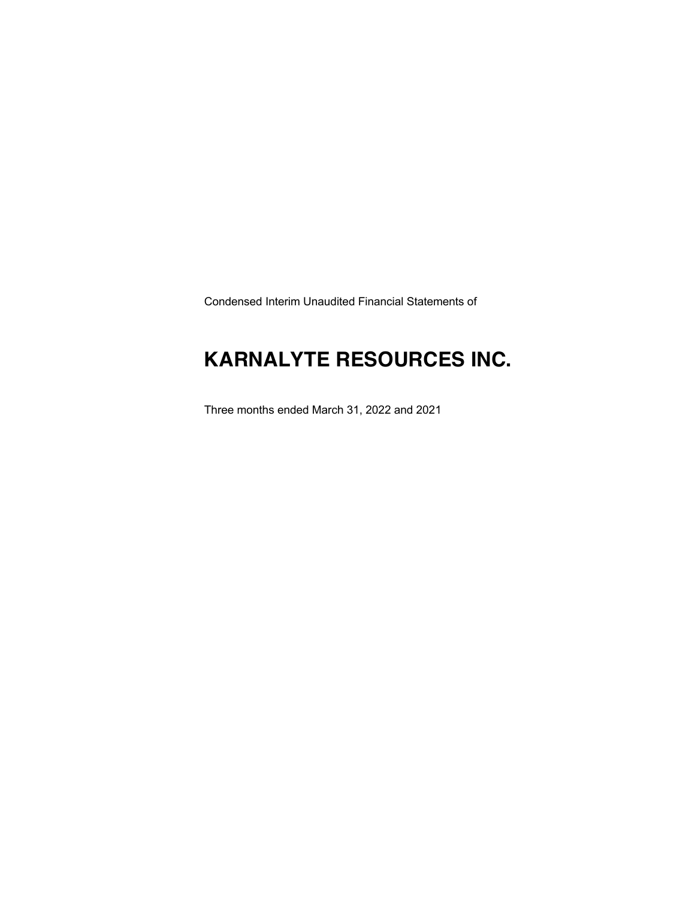Condensed Interim Unaudited Financial Statements of

# KARNALYTE RESOURCES INC.

Three months ended March 31, 2022 and 2021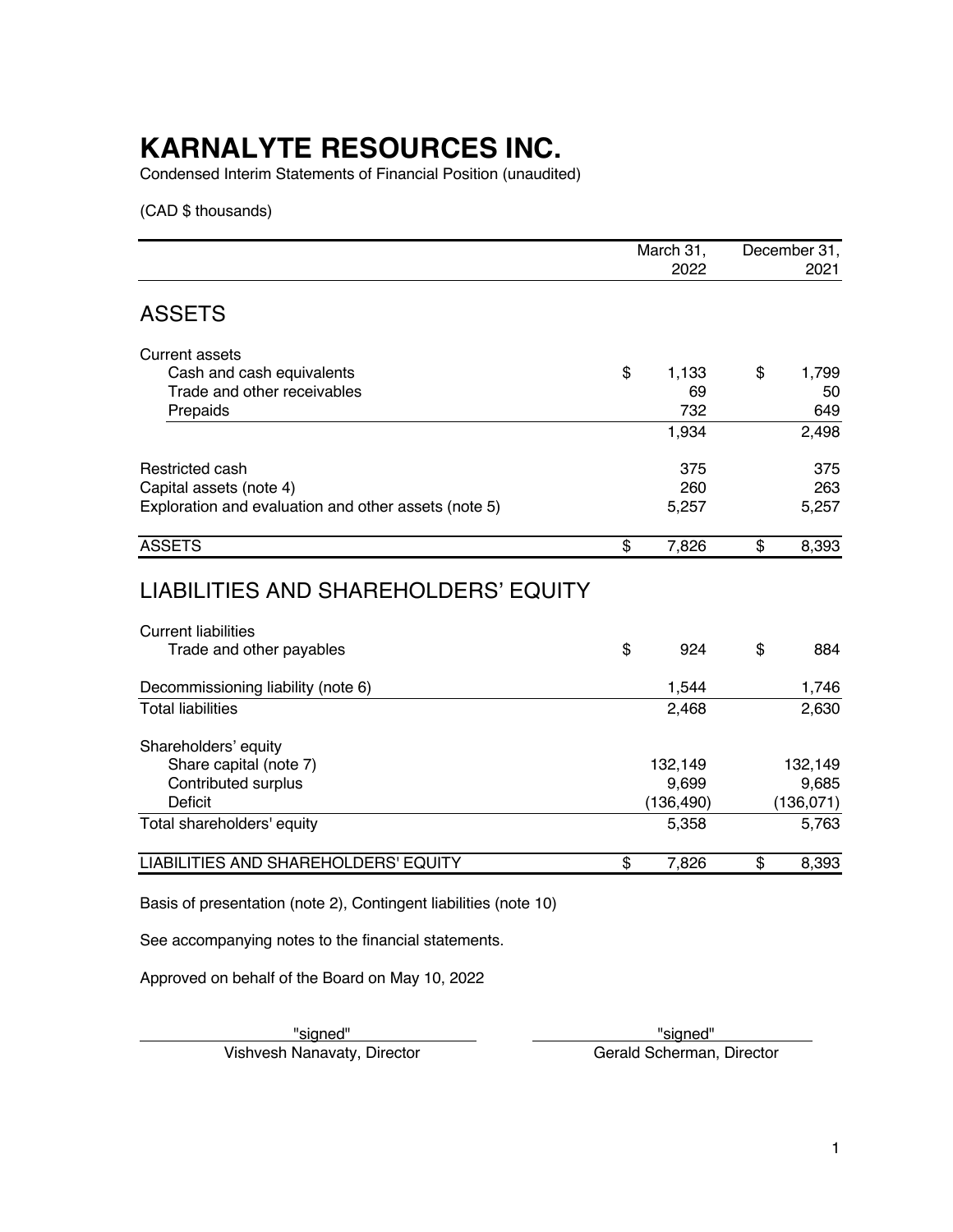# KARNALYTE RESOURCES INC.

Condensed Interim Statements of Financial Position (unaudited)

(CAD $ thousands)

| | March 31, 2022 | December 31, 2021 |
|---|---|---|
| **ASSETS** | | |
| Current assets | | |
| Cash and cash equivalents | $ 1,133 | $ 1,799 |
| Trade and other receivables | 69 | 50 |
| Prepaids | 732 | 649 |
| | 1,934 | 2,498 |
| Restricted cash | 375 | 375 |
| Capital assets (note 4) | 260 | 263 |
| Exploration and evaluation and other assets (note 5) | 5,257 | 5,257 |
| ASSETS | $ 7,826 | $ 8,393 |
| **LIABILITIES AND SHAREHOLDERS' EQUITY** | | |
| Current liabilities | | |
| Trade and other payables | $ 924 | $ 884 |
| Decommissioning liability (note 6) | 1,544 | 1,746 |
| Total liabilities | 2,468 | 2,630 |
| Shareholders' equity | | |
| Share capital (note 7) | 132,149 | 132,149 |
| Contributed surplus | 9,699 | 9,685 |
| Deficit | (136,490) | (136,071) |
| Total shareholders' equity | 5,358 | 5,763 |
| LIABILITIES AND SHAREHOLDERS' EQUITY | $ 7,826 | $ 8,393 |

Basis of presentation (note 2), Contingent liabilities (note 10)

See accompanying notes to the financial statements.

Approved on behalf of the Board on May 10, 2022

"signed"
Vishvesh Nanavaty, Director

"signed"
Gerald Scherman, Director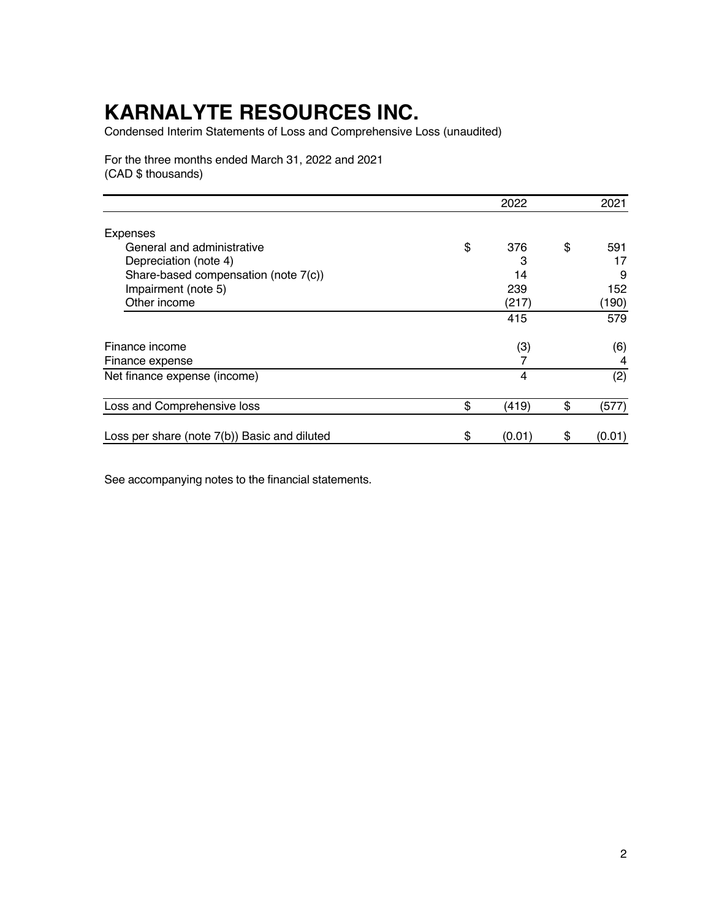# KARNALYTE RESOURCES INC.

Condensed Interim Statements of Loss and Comprehensive Loss (unaudited)

For the three months ended March 31, 2022 and 2021
(CAD $ thousands)

| | 2022 | 2021 |
|---|---|---|
| Expenses | | |
| General and administrative | $ 376 | $ 591 |
| Depreciation (note 4) | 3 | 17 |
| Share-based compensation (note 7(c)) | 14 | 9 |
| Impairment (note 5) | 239 | 152 |
| Other income | (217) | (190) |
| | 415 | 579 |
| Finance income | (3) | (6) |
| Finance expense | 7 | 4 |
| Net finance expense (income) | 4 | (2) |
| Loss and Comprehensive loss | $ (419) | $ (577) |
| Loss per share (note 7(b)) Basic and diluted | $ (0.01) | $ (0.01) |

See accompanying notes to the financial statements.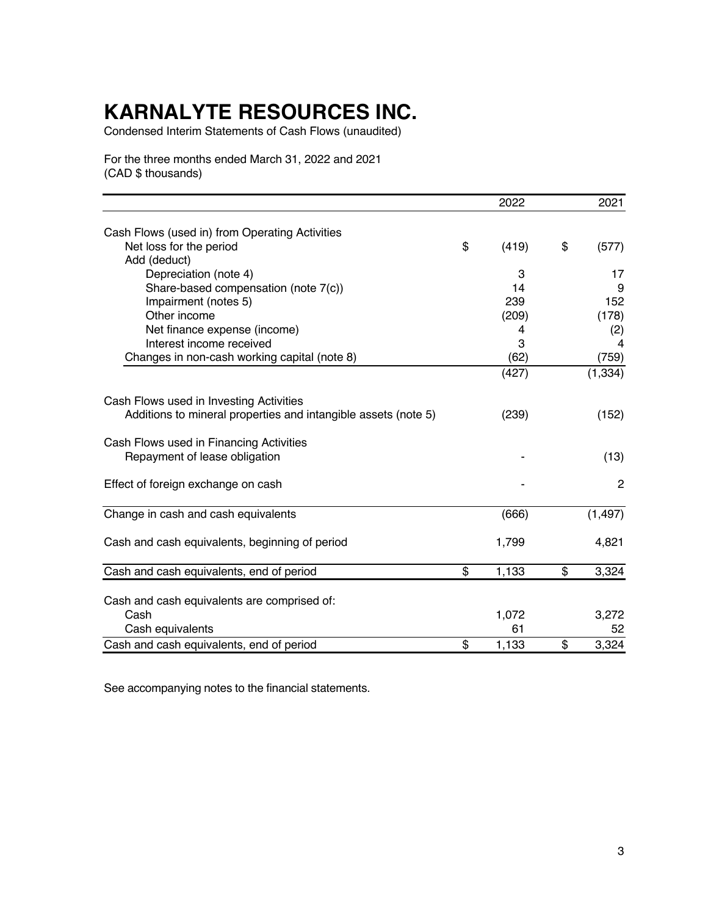# KARNALYTE RESOURCES INC.

Condensed Interim Statements of Cash Flows (unaudited)

For the three months ended March 31, 2022 and 2021
(CAD $ thousands)

| | 2022 | 2021 |
|---|---|---|
| Cash Flows (used in) from Operating Activities | | |
| Net loss for the period | $ (419) | $ (577) |
| Add (deduct) | | |
| Depreciation (note 4) | 3 | 17 |
| Share-based compensation (note 7(c)) | 14 | 9 |
| Impairment (notes 5) | 239 | 152 |
| Other income | (209) | (178) |
| Net finance expense (income) | 4 | (2) |
| Interest income received | 3 | 4 |
| Changes in non-cash working capital (note 8) | (62) | (759) |
| | (427) | (1,334) |
| Cash Flows used in Investing Activities | | |
| Additions to mineral properties and intangible assets (note 5) | (239) | (152) |
| Cash Flows used in Financing Activities | | |
| Repayment of lease obligation | - | (13) |
| Effect of foreign exchange on cash | - | 2 |
| Change in cash and cash equivalents | (666) | (1,497) |
| Cash and cash equivalents, beginning of period | 1,799 | 4,821 |
| Cash and cash equivalents, end of period | $ 1,133 | $ 3,324 |
| Cash and cash equivalents are comprised of: | | |
| Cash | 1,072 | 3,272 |
| Cash equivalents | 61 | 52 |
| Cash and cash equivalents, end of period | $ 1,133 | $ 3,324 |

See accompanying notes to the financial statements.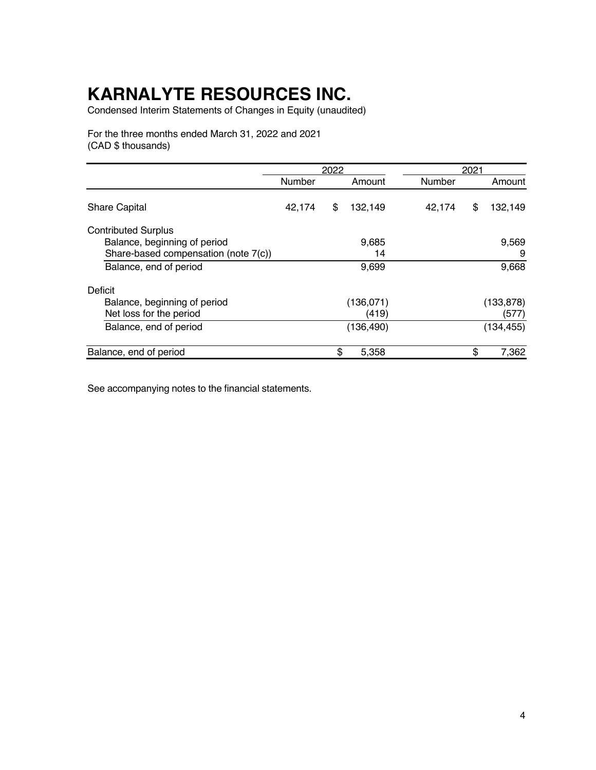# KARNALYTE RESOURCES INC.

Condensed Interim Statements of Changes in Equity (unaudited)

For the three months ended March 31, 2022 and 2021
(CAD $ thousands)

| | 2022 | | 2021 | |
|---|---|---|---|---|
| | Number | Amount | Number | Amount |
| Share Capital | 42,174 | $ 132,149 | 42,174 | $ 132,149 |
| Contributed Surplus | | | | |
| Balance, beginning of period | | 9,685 | | 9,569 |
| Share-based compensation (note 7(c)) | | 14 | | 9 |
| Balance, end of period | | 9,699 | | 9,668 |
| Deficit | | | | |
| Balance, beginning of period | | (136,071) | | (133,878) |
| Net loss for the period | | (419) | | (577) |
| Balance, end of period | | (136,490) | | (134,455) |
| Balance, end of period | | $ 5,358 | | $ 7,362 |

See accompanying notes to the financial statements.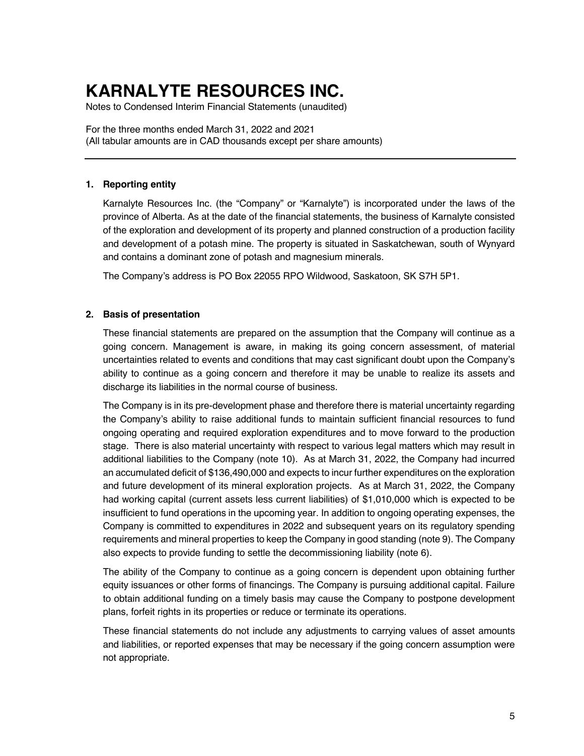# KARNALYTE RESOURCES INC.

Notes to Condensed Interim Financial Statements (unaudited)

For the three months ended March 31, 2022 and 2021
(All tabular amounts are in CAD thousands except per share amounts)

## 1. Reporting entity

Karnalyte Resources Inc. (the "Company" or "Karnalyte") is incorporated under the laws of the province of Alberta. As at the date of the financial statements, the business of Karnalyte consisted of the exploration and development of its property and planned construction of a production facility and development of a potash mine. The property is situated in Saskatchewan, south of Wynyard and contains a dominant zone of potash and magnesium minerals.

The Company's address is PO Box 22055 RPO Wildwood, Saskatoon, SK S7H 5P1.

## 2. Basis of presentation

These financial statements are prepared on the assumption that the Company will continue as a going concern. Management is aware, in making its going concern assessment, of material uncertainties related to events and conditions that may cast significant doubt upon the Company's ability to continue as a going concern and therefore it may be unable to realize its assets and discharge its liabilities in the normal course of business.

The Company is in its pre-development phase and therefore there is material uncertainty regarding the Company's ability to raise additional funds to maintain sufficient financial resources to fund ongoing operating and required exploration expenditures and to move forward to the production stage. There is also material uncertainty with respect to various legal matters which may result in additional liabilities to the Company (note 10). As at March 31, 2022, the Company had incurred an accumulated deficit of $136,490,000 and expects to incur further expenditures on the exploration and future development of its mineral exploration projects. As at March 31, 2022, the Company had working capital (current assets less current liabilities) of $1,010,000 which is expected to be insufficient to fund operations in the upcoming year. In addition to ongoing operating expenses, the Company is committed to expenditures in 2022 and subsequent years on its regulatory spending requirements and mineral properties to keep the Company in good standing (note 9). The Company also expects to provide funding to settle the decommissioning liability (note 6).

The ability of the Company to continue as a going concern is dependent upon obtaining further equity issuances or other forms of financings. The Company is pursuing additional capital. Failure to obtain additional funding on a timely basis may cause the Company to postpone development plans, forfeit rights in its properties or reduce or terminate its operations.

These financial statements do not include any adjustments to carrying values of asset amounts and liabilities, or reported expenses that may be necessary if the going concern assumption were not appropriate.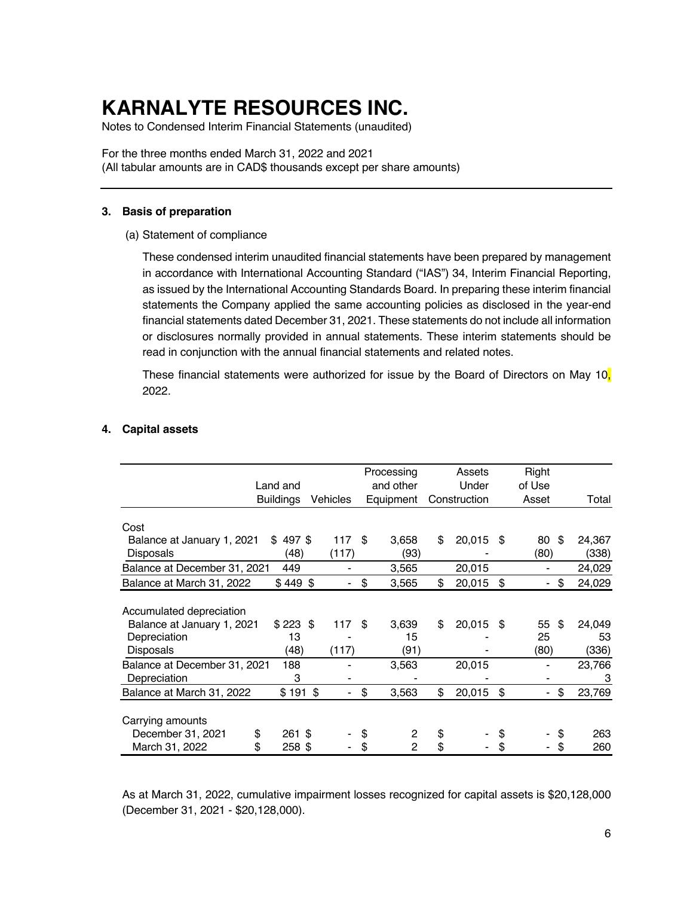# KARNALYTE RESOURCES INC.

Notes to Condensed Interim Financial Statements (unaudited)

For the three months ended March 31, 2022 and 2021
(All tabular amounts are in CAD$ thousands except per share amounts)

## 3. Basis of preparation

(a) Statement of compliance

These condensed interim unaudited financial statements have been prepared by management in accordance with International Accounting Standard ("IAS") 34, Interim Financial Reporting, as issued by the International Accounting Standards Board. In preparing these interim financial statements the Company applied the same accounting policies as disclosed in the year-end financial statements dated December 31, 2021. These statements do not include all information or disclosures normally provided in annual statements. These interim statements should be read in conjunction with the annual financial statements and related notes.

These financial statements were authorized for issue by the Board of Directors on May 10, 2022.

## 4. Capital assets

| | Land and Buildings | Vehicles | Processing and other Equipment | Assets Under Construction | Right of Use Asset | Total |
|---|---|---|---|---|---|---|
| **Cost** | | | | | | |
| Balance at January 1, 2021 | $ 497 | $ 117 | $ 3,658 | $ 20,015 | $ 80 | $ 24,367 |
| Disposals | (48) | (117) | (93) | - | (80) | (338) |
| Balance at December 31, 2021 | 449 | - | 3,565 | 20,015 | - | 24,029 |
| Balance at March 31, 2022 | $ 449 | $ - | $ 3,565 | $ 20,015 | $ - | $ 24,029 |
| **Accumulated depreciation** | | | | | | |
| Balance at January 1, 2021 | $ 223 | $ 117 | $ 3,639 | $ 20,015 | $ 55 | $ 24,049 |
| Depreciation | 13 | - | 15 | - | 25 | 53 |
| Disposals | (48) | (117) | (91) | - | (80) | (336) |
| Balance at December 31, 2021 | 188 | - | 3,563 | 20,015 | - | 23,766 |
| Depreciation | 3 | - | - | - | - | 3 |
| Balance at March 31, 2022 | $ 191 | $ - | $ 3,563 | $ 20,015 | $ - | $ 23,769 |
| **Carrying amounts** | | | | | | |
| December 31, 2021 | $ 261 | $ - | $ 2 | $ - | $ - | $ 263 |
| March 31, 2022 | $ 258 | $ - | $ 2 | $ - | $ - | $ 260 |

As at March 31, 2022, cumulative impairment losses recognized for capital assets is $20,128,000 (December 31, 2021 - $20,128,000).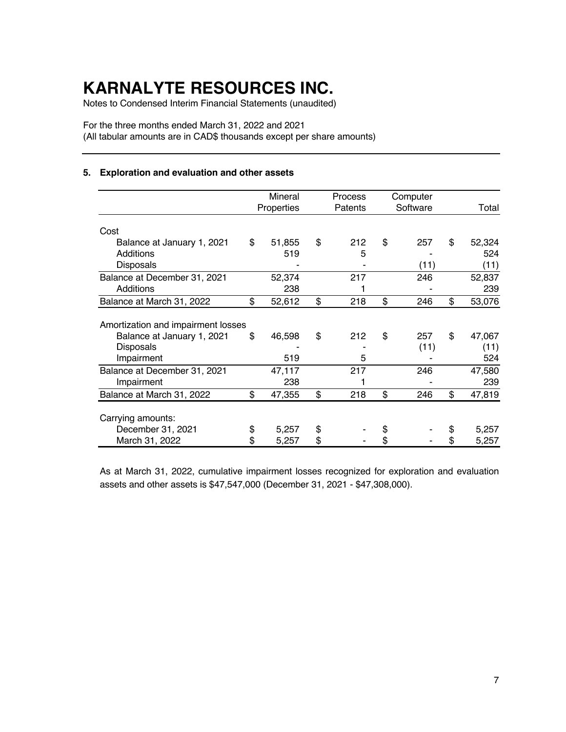# KARNALYTE RESOURCES INC.

Notes to Condensed Interim Financial Statements (unaudited)

For the three months ended March 31, 2022 and 2021
(All tabular amounts are in CAD$ thousands except per share amounts)

## 5. Exploration and evaluation and other assets

| | Mineral Properties | Process Patents | Computer Software | Total |
|---|---|---|---|---|
| **Cost** | | | | |
| Balance at January 1, 2021 | $ 51,855 | $ 212 | $ 257 | $ 52,324 |
| Additions | 519 | 5 | - | 524 |
| Disposals | - | - | (11) | (11) |
| Balance at December 31, 2021 | 52,374 | 217 | 246 | 52,837 |
| Additions | 238 | 1 | - | 239 |
| Balance at March 31, 2022 | $ 52,612 | $ 218 | $ 246 | $ 53,076 |
| **Amortization and impairment losses** | | | | |
| Balance at January 1, 2021 | $ 46,598 | $ 212 | $ 257 | $ 47,067 |
| Disposals | - | - | (11) | (11) |
| Impairment | 519 | 5 | - | 524 |
| Balance at December 31, 2021 | 47,117 | 217 | 246 | 47,580 |
| Impairment | 238 | 1 | - | 239 |
| Balance at March 31, 2022 | $ 47,355 | $ 218 | $ 246 | $ 47,819 |
| **Carrying amounts:** | | | | |
| December 31, 2021 | $ 5,257 | $ - | $ - | $ 5,257 |
| March 31, 2022 | $ 5,257 | $ - | $ - | $ 5,257 |

As at March 31, 2022, cumulative impairment losses recognized for exploration and evaluation assets and other assets is $47,547,000 (December 31, 2021 - $47,308,000).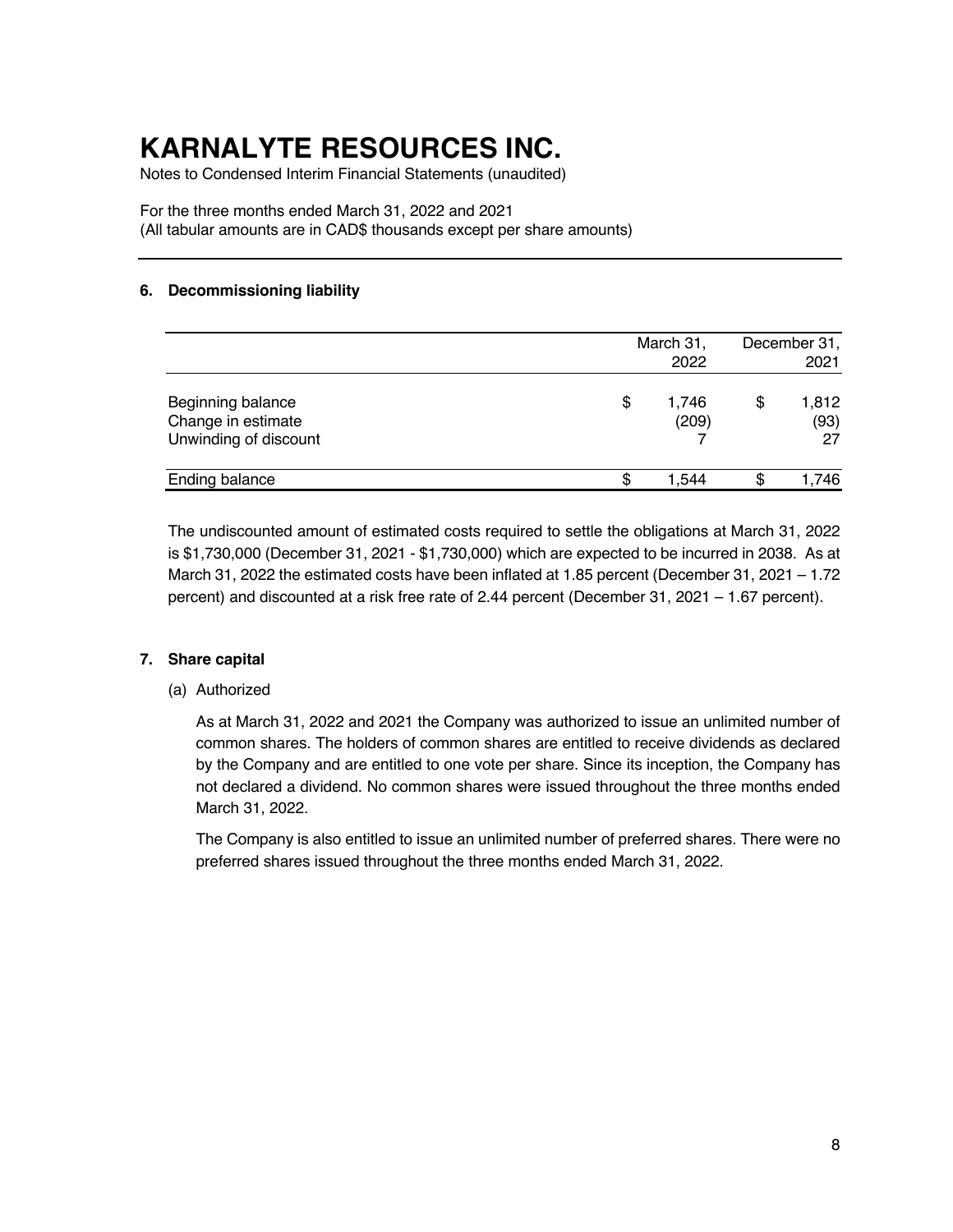# KARNALYTE RESOURCES INC.

Notes to Condensed Interim Financial Statements (unaudited)

For the three months ended March 31, 2022 and 2021
(All tabular amounts are in CAD$ thousands except per share amounts)

### 6. Decommissioning liability

| | March 31, 2022 | December 31, 2021 |
|---|---|---|
| Beginning balance | $ 1,746 | $ 1,812 |
| Change in estimate | (209) | (93) |
| Unwinding of discount | 7 | 27 |
| Ending balance | $ 1,544 | $ 1,746 |

The undiscounted amount of estimated costs required to settle the obligations at March 31, 2022 is $1,730,000 (December 31, 2021 - $1,730,000) which are expected to be incurred in 2038. As at March 31, 2022 the estimated costs have been inflated at 1.85 percent (December 31, 2021 – 1.72 percent) and discounted at a risk free rate of 2.44 percent (December 31, 2021 – 1.67 percent).

### 7. Share capital

(a) Authorized

As at March 31, 2022 and 2021 the Company was authorized to issue an unlimited number of common shares. The holders of common shares are entitled to receive dividends as declared by the Company and are entitled to one vote per share. Since its inception, the Company has not declared a dividend. No common shares were issued throughout the three months ended March 31, 2022.

The Company is also entitled to issue an unlimited number of preferred shares. There were no preferred shares issued throughout the three months ended March 31, 2022.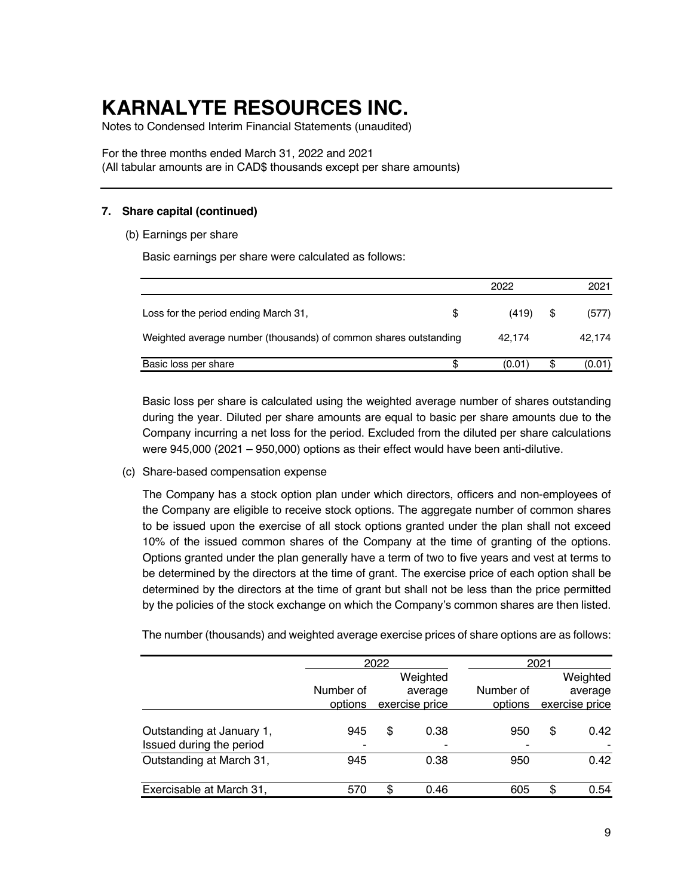# KARNALYTE RESOURCES INC.

Notes to Condensed Interim Financial Statements (unaudited)

For the three months ended March 31, 2022 and 2021
(All tabular amounts are in CAD$ thousands except per share amounts)

## 7. Share capital (continued)

(b) Earnings per share

Basic earnings per share were calculated as follows:

| | | 2022 | | 2021 |
|---|---|---|---|---|
| Loss for the period ending March 31, | $ | (419) | $ | (577) |
| Weighted average number (thousands) of common shares outstanding | | 42,174 | | 42,174 |
| Basic loss per share | $ | (0.01) | $ | (0.01) |

Basic loss per share is calculated using the weighted average number of shares outstanding during the year. Diluted per share amounts are equal to basic per share amounts due to the Company incurring a net loss for the period. Excluded from the diluted per share calculations were 945,000 (2021 – 950,000) options as their effect would have been anti-dilutive.

(c) Share-based compensation expense

The Company has a stock option plan under which directors, officers and non-employees of the Company are eligible to receive stock options. The aggregate number of common shares to be issued upon the exercise of all stock options granted under the plan shall not exceed 10% of the issued common shares of the Company at the time of granting of the options. Options granted under the plan generally have a term of two to five years and vest at terms to be determined by the directors at the time of grant. The exercise price of each option shall be determined by the directors at the time of grant but shall not be less than the price permitted by the policies of the stock exchange on which the Company's common shares are then listed.

The number (thousands) and weighted average exercise prices of share options are as follows:

| | 2022 | | | 2021 | | |
|---|---|---|---|---|---|---|
| | Number of options | | Weighted average exercise price | Number of options | | Weighted average exercise price |
| Outstanding at January 1, | 945 | $ | 0.38 | 950 | $ | 0.42 |
| Issued during the period | - | | - | - | | - |
| Outstanding at March 31, | 945 | | 0.38 | 950 | | 0.42 |
| Exercisable at March 31, | 570 | $ | 0.46 | 605 | $ | 0.54 |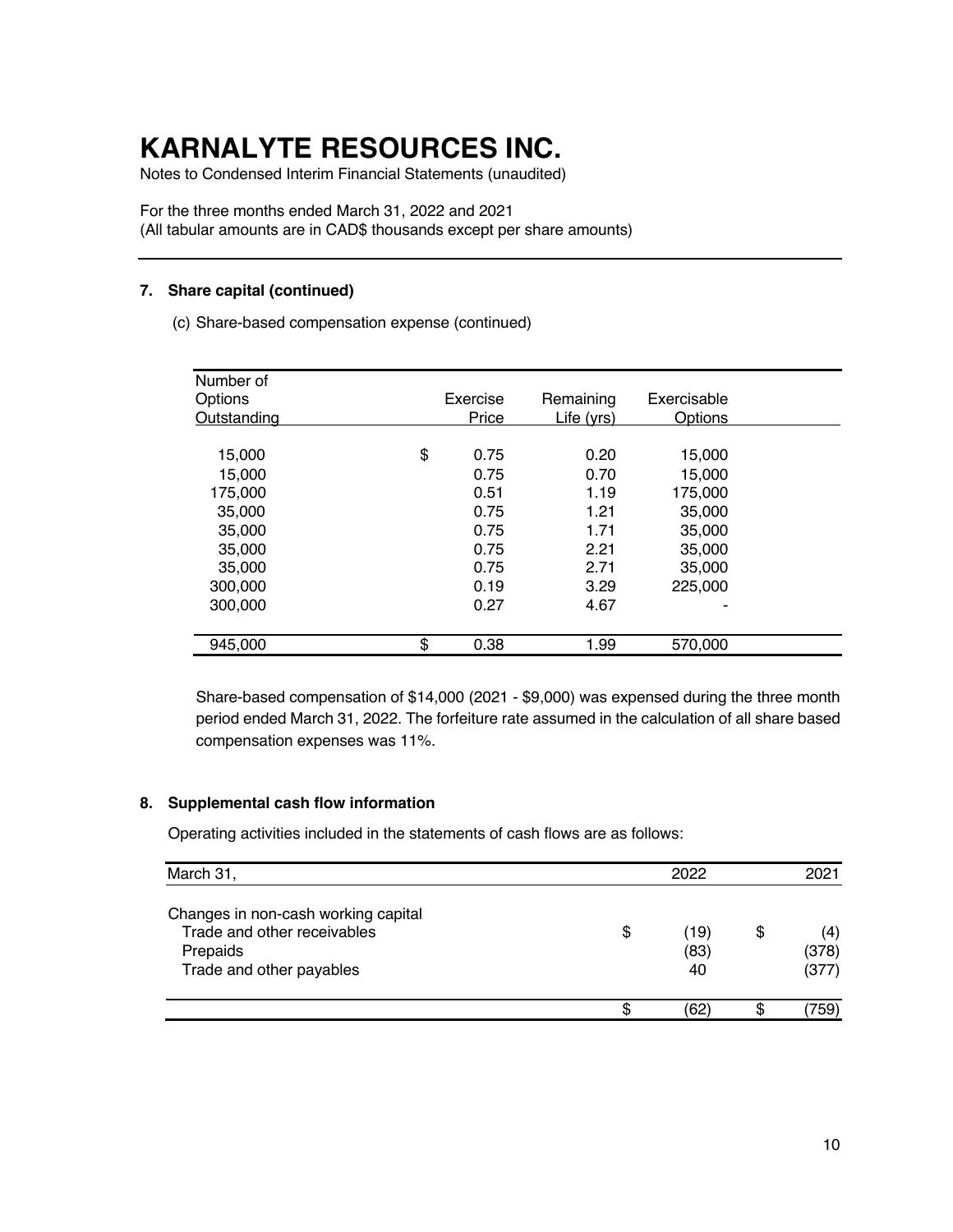# KARNALYTE RESOURCES INC.

Notes to Condensed Interim Financial Statements (unaudited)

For the three months ended March 31, 2022 and 2021
(All tabular amounts are in CAD$ thousands except per share amounts)

## 7. Share capital (continued)

(c) Share-based compensation expense (continued)

| Number of Options Outstanding | Exercise Price | Remaining Life (yrs) | Exercisable Options |
|---|---|---|---|
| 15,000 | $ 0.75 | 0.20 | 15,000 |
| 15,000 | 0.75 | 0.70 | 15,000 |
| 175,000 | 0.51 | 1.19 | 175,000 |
| 35,000 | 0.75 | 1.21 | 35,000 |
| 35,000 | 0.75 | 1.71 | 35,000 |
| 35,000 | 0.75 | 2.21 | 35,000 |
| 35,000 | 0.75 | 2.71 | 35,000 |
| 300,000 | 0.19 | 3.29 | 225,000 |
| 300,000 | 0.27 | 4.67 | - |
| 945,000 | $ 0.38 | 1.99 | 570,000 |

Share-based compensation of $14,000 (2021 - $9,000) was expensed during the three month period ended March 31, 2022. The forfeiture rate assumed in the calculation of all share based compensation expenses was 11%.

## 8. Supplemental cash flow information

Operating activities included in the statements of cash flows are as follows:

| March 31, | 2022 | 2021 |
|---|---|---|
| Changes in non-cash working capital | | |
| Trade and other receivables | $ (19) | $ (4) |
| Prepaids | (83) | (378) |
| Trade and other payables | 40 | (377) |
| | $ (62) | $ (759) |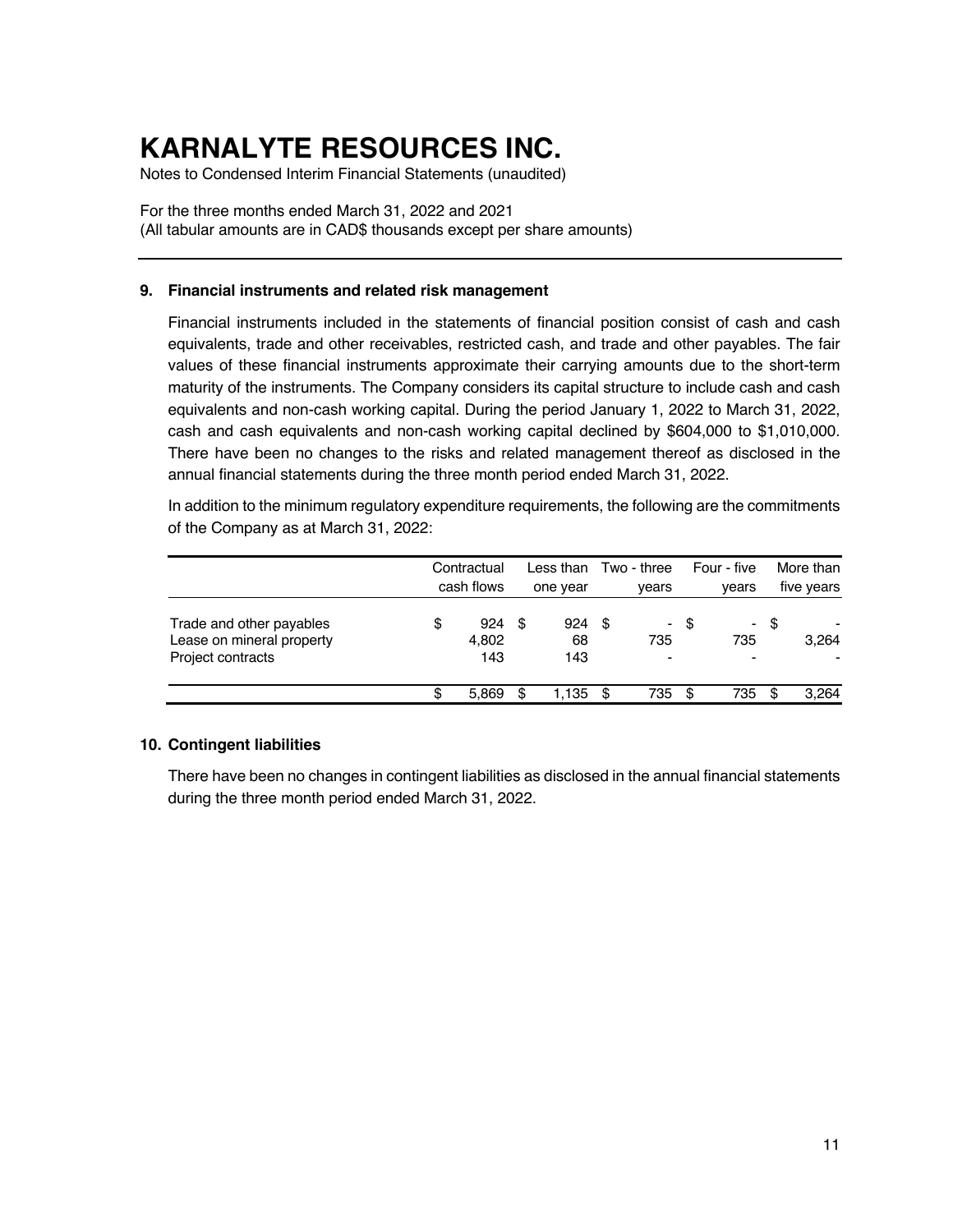# KARNALYTE RESOURCES INC.

Notes to Condensed Interim Financial Statements (unaudited)

For the three months ended March 31, 2022 and 2021
(All tabular amounts are in CAD$ thousands except per share amounts)

## 9. Financial instruments and related risk management

Financial instruments included in the statements of financial position consist of cash and cash equivalents, trade and other receivables, restricted cash, and trade and other payables. The fair values of these financial instruments approximate their carrying amounts due to the short-term maturity of the instruments. The Company considers its capital structure to include cash and cash equivalents and non-cash working capital. During the period January 1, 2022 to March 31, 2022, cash and cash equivalents and non-cash working capital declined by $604,000 to $1,010,000. There have been no changes to the risks and related management thereof as disclosed in the annual financial statements during the three month period ended March 31, 2022.

In addition to the minimum regulatory expenditure requirements, the following are the commitments of the Company as at March 31, 2022:

| | Contractual cash flows | Less than one year | Two - three years | Four - five years | More than five years |
|---|---|---|---|---|---|
| Trade and other payables | $ 924 | $ 924 | $ - | $ - | $ - |
| Lease on mineral property | 4,802 | 68 | 735 | 735 | 3,264 |
| Project contracts | 143 | 143 | - | - | - |
| | $ 5,869 | $ 1,135 | $ 735 | $ 735 | $ 3,264 |

## 10. Contingent liabilities

There have been no changes in contingent liabilities as disclosed in the annual financial statements during the three month period ended March 31, 2022.